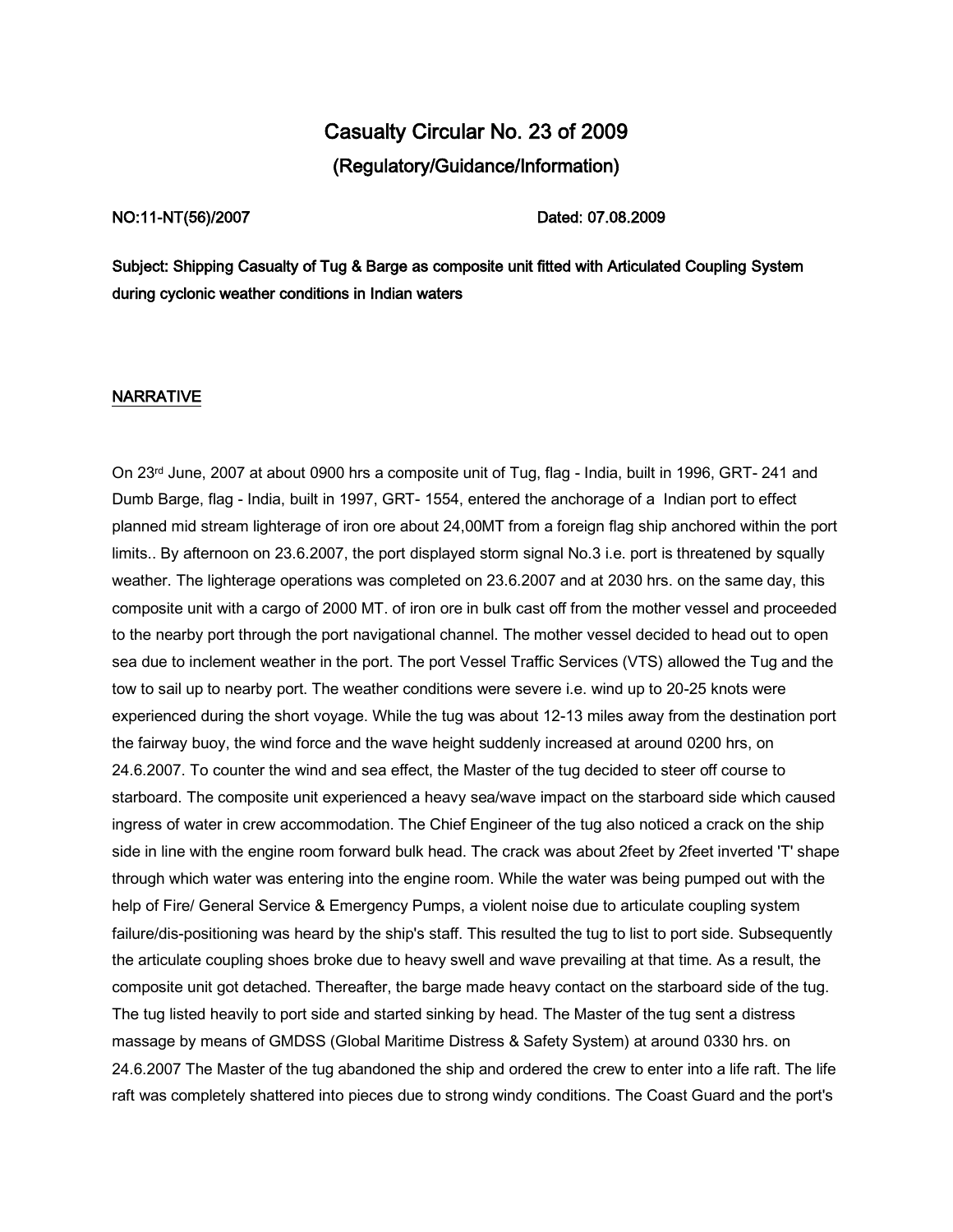# Casualty Circular No. 23 of 2009

## (Regulatory/Guidance/Information)

**NO:11-NT(56)/2007** **Dated: 07.08.2009**

**Subject: Shipping Casualty of Tug & Barge as composite unit fitted with Articulated Coupling System during cyclonic weather conditions in Indian waters**

## NARRATIVE

On 23rd June, 2007 at about 0900 hrs a composite unit of Tug, flag - India, built in 1996, GRT- 241 and Dumb Barge, flag - India, built in 1997, GRT- 1554, entered the anchorage of a Indian port to effect planned mid stream lighterage of iron ore about 24,00MT from a foreign flag ship anchored within the port limits.. By afternoon on 23.6.2007, the port displayed storm signal No.3 i.e. port is threatened by squally weather. The lighterage operations was completed on 23.6.2007 and at 2030 hrs. on the same day, this composite unit with a cargo of 2000 MT. of iron ore in bulk cast off from the mother vessel and proceeded to the nearby port through the port navigational channel. The mother vessel decided to head out to open sea due to inclement weather in the port. The port Vessel Traffic Services (VTS) allowed the Tug and the tow to sail up to nearby port. The weather conditions were severe i.e. wind up to 20-25 knots were experienced during the short voyage. While the tug was about 12-13 miles away from the destination port the fairway buoy, the wind force and the wave height suddenly increased at around 0200 hrs, on 24.6.2007. To counter the wind and sea effect, the Master of the tug decided to steer off course to starboard. The composite unit experienced a heavy sea/wave impact on the starboard side which caused ingress of water in crew accommodation. The Chief Engineer of the tug also noticed a crack on the ship side in line with the engine room forward bulk head. The crack was about 2feet by 2feet inverted 'T' shape through which water was entering into the engine room. While the water was being pumped out with the help of Fire/ General Service & Emergency Pumps, a violent noise due to articulate coupling system failure/dis-positioning was heard by the ship's staff. This resulted the tug to list to port side. Subsequently the articulate coupling shoes broke due to heavy swell and wave prevailing at that time. As a result, the composite unit got detached. Thereafter, the barge made heavy contact on the starboard side of the tug. The tug listed heavily to port side and started sinking by head. The Master of the tug sent a distress massage by means of GMDSS (Global Maritime Distress & Safety System) at around 0330 hrs. on 24.6.2007 The Master of the tug abandoned the ship and ordered the crew to enter into a life raft. The life raft was completely shattered into pieces due to strong windy conditions. The Coast Guard and the port's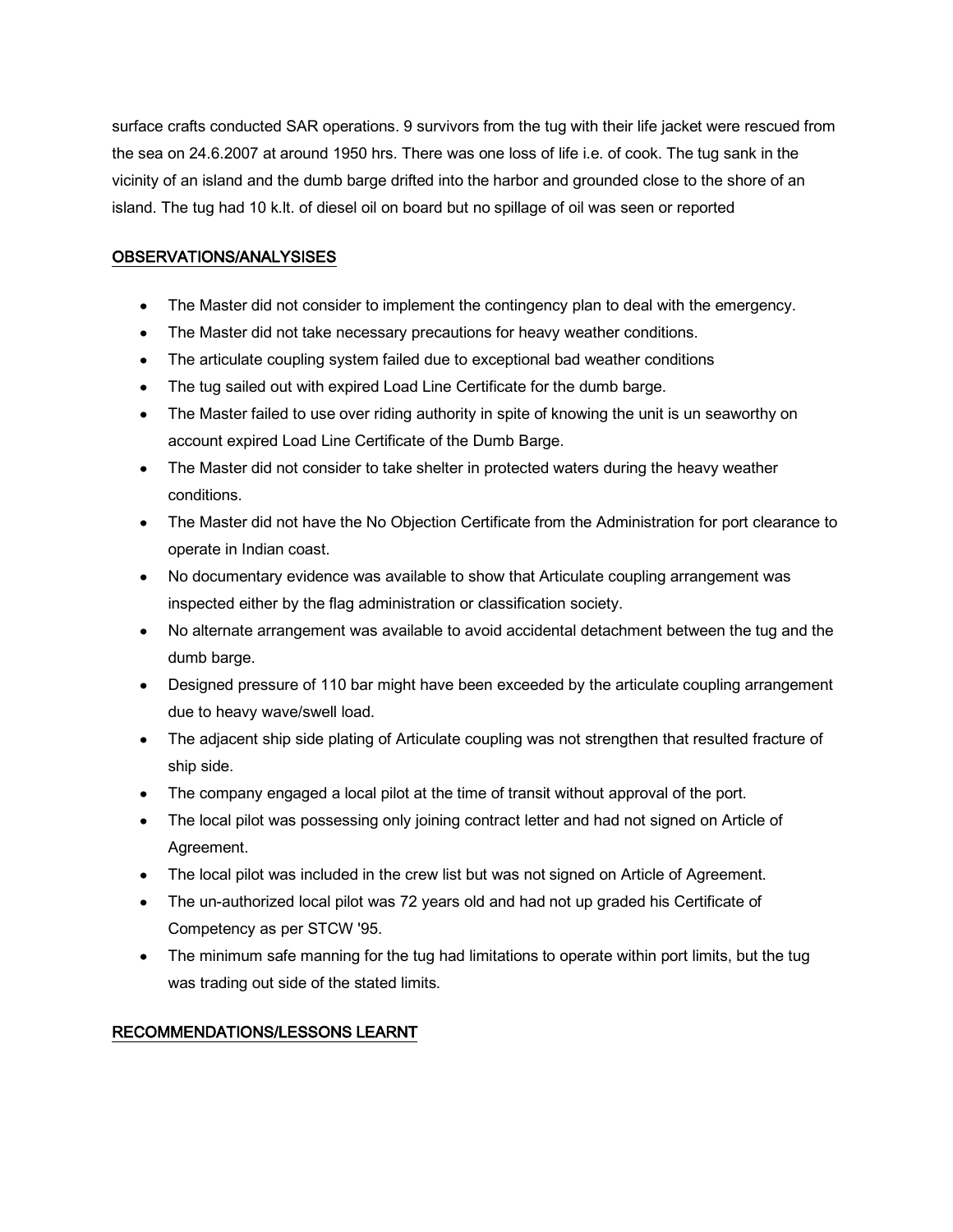surface crafts conducted SAR operations. 9 survivors from the tug with their life jacket were rescued from the sea on 24.6.2007 at around 1950 hrs. There was one loss of life i.e. of cook. The tug sank in the vicinity of an island and the dumb barge drifted into the harbor and grounded close to the shore of an island. The tug had 10 k.lt. of diesel oil on board but no spillage of oil was seen or reported

## OBSERVATIONS/ANALYSISES

- The Master did not consider to implement the contingency plan to deal with the emergency.
- The Master did not take necessary precautions for heavy weather conditions.
- The articulate coupling system failed due to exceptional bad weather conditions
- The tug sailed out with expired Load Line Certificate for the dumb barge.
- The Master failed to use over riding authority in spite of knowing the unit is un seaworthy on account expired Load Line Certificate of the Dumb Barge.
- The Master did not consider to take shelter in protected waters during the heavy weather conditions.
- The Master did not have the No Objection Certificate from the Administration for port clearance to operate in Indian coast.
- No documentary evidence was available to show that Articulate coupling arrangement was inspected either by the flag administration or classification society.
- No alternate arrangement was available to avoid accidental detachment between the tug and the dumb barge.
- Designed pressure of 110 bar might have been exceeded by the articulate coupling arrangement due to heavy wave/swell load.
- The adjacent ship side plating of Articulate coupling was not strengthen that resulted fracture of ship side.
- The company engaged a local pilot at the time of transit without approval of the port.
- The local pilot was possessing only joining contract letter and had not signed on Article of Agreement.
- The local pilot was included in the crew list but was not signed on Article of Agreement.
- The un-authorized local pilot was 72 years old and had not up graded his Certificate of Competency as per STCW '95.
- The minimum safe manning for the tug had limitations to operate within port limits, but the tug was trading out side of the stated limits.

## RECOMMENDATIONS/LESSONS LEARNT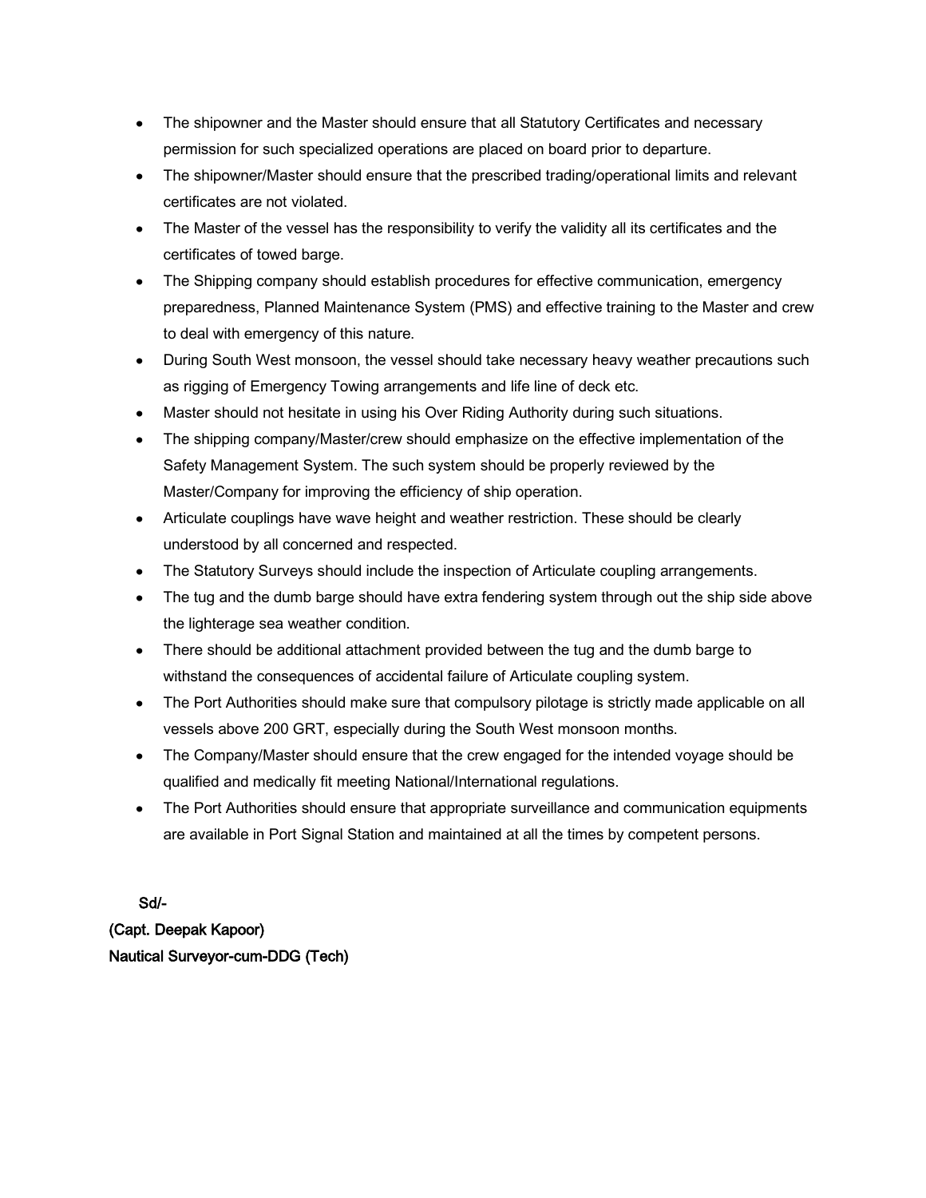- The shipowner and the Master should ensure that all Statutory Certificates and necessary permission for such specialized operations are placed on board prior to departure.
- The shipowner/Master should ensure that the prescribed trading/operational limits and relevant certificates are not violated.
- The Master of the vessel has the responsibility to verify the validity all its certificates and the certificates of towed barge.
- The Shipping company should establish procedures for effective communication, emergency preparedness, Planned Maintenance System (PMS) and effective training to the Master and crew to deal with emergency of this nature.
- During South West monsoon, the vessel should take necessary heavy weather precautions such as rigging of Emergency Towing arrangements and life line of deck etc.
- Master should not hesitate in using his Over Riding Authority during such situations.
- The shipping company/Master/crew should emphasize on the effective implementation of the Safety Management System. The such system should be properly reviewed by the Master/Company for improving the efficiency of ship operation.
- Articulate couplings have wave height and weather restriction. These should be clearly understood by all concerned and respected.
- The Statutory Surveys should include the inspection of Articulate coupling arrangements.
- The tug and the dumb barge should have extra fendering system through out the ship side above the lighterage sea weather condition.
- There should be additional attachment provided between the tug and the dumb barge to withstand the consequences of accidental failure of Articulate coupling system.
- The Port Authorities should make sure that compulsory pilotage is strictly made applicable on all vessels above 200 GRT, especially during the South West monsoon months.
- The Company/Master should ensure that the crew engaged for the intended voyage should be qualified and medically fit meeting National/International regulations.
- The Port Authorities should ensure that appropriate surveillance and communication equipments are available in Port Signal Station and maintained at all the times by competent persons.

Sd/-

(Capt. Deepak Kapoor)

Nautical Surveyor-cum-DDG (Tech)